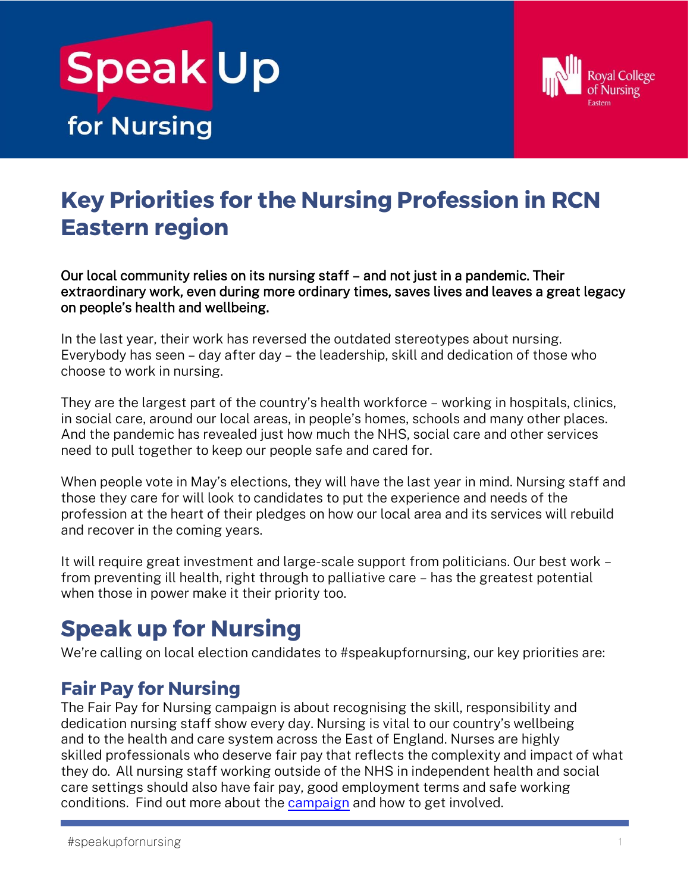Speak Up for Nursing

Royal College of Nursing Eastern

# Key Priorities for the Nursing Profession in RCN Eastern region

Our local community relies on its nursing staff – and not just in a pandemic. Their extraordinary work, even during more ordinary times, saves lives and leaves a great legacy on people's health and wellbeing.

In the last year, their work has reversed the outdated stereotypes about nursing. Everybody has seen – day after day – the leadership, skill and dedication of those who choose to work in nursing.

They are the largest part of the country's health workforce – working in hospitals, clinics, in social care, around our local areas, in people's homes, schools and many other places. And the pandemic has revealed just how much the NHS, social care and other services need to pull together to keep our people safe and cared for.

When people vote in May's elections, they will have the last year in mind. Nursing staff and those they care for will look to candidates to put the experience and needs of the profession at the heart of their pledges on how our local area and its services will rebuild and recover in the coming years.

It will require great investment and large-scale support from politicians. Our best work – from preventing ill health, right through to palliative care – has the greatest potential when those in power make it their priority too.

## Speak up for Nursing

We're calling on local election candidates to #speakupfornursing, our key priorities are:

### Fair Pay for Nursing

The Fair Pay for Nursing campaign is about recognising the skill, responsibility and dedication nursing staff show every day. Nursing is vital to our country's wellbeing and to the health and care system across the East of England. Nurses are highly skilled professionals who deserve fair pay that reflects the complexity and impact of what they do. All nursing staff working outside of the NHS in independent health and social care settings should also have fair pay, good employment terms and safe working conditions. Find out more about the campaign and how to get involved.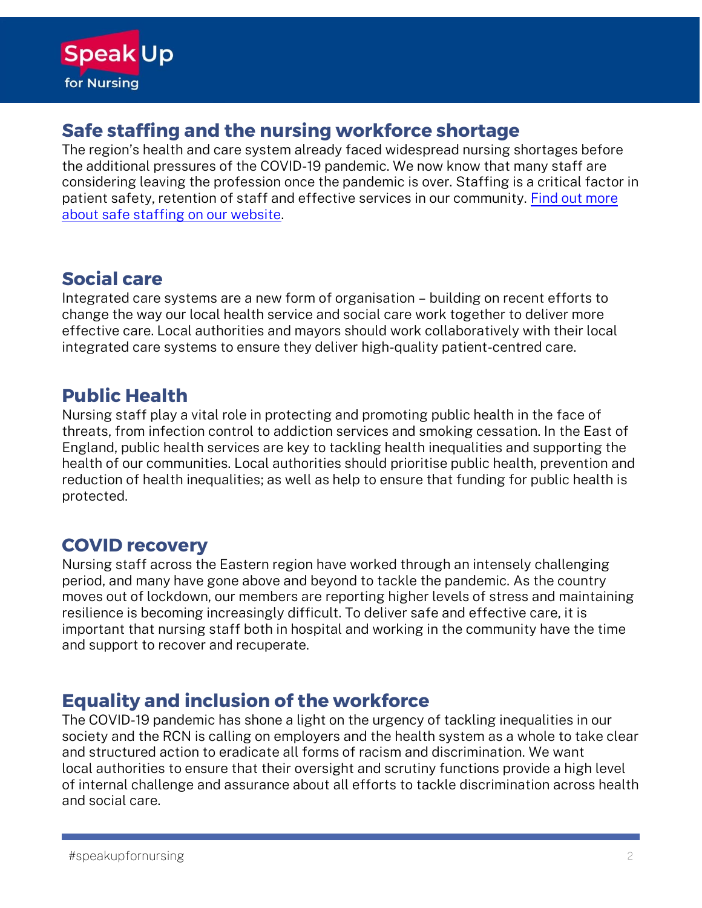## Safe staffing and the nursing workforce shortage

The region's health and care system already faced widespread nursing shortages before the additional pressures of the COVID-19 pandemic. We now know that many staff are considering leaving the profession once the pandemic is over. Staffing is a critical factor in patient safety, retention of staff and effective services in our community. Find out more about safe staffing on our website.

## Social care

Integrated care systems are a new form of organisation – building on recent efforts to change the way our local health service and social care work together to deliver more effective care. Local authorities and mayors should work collaboratively with their local integrated care systems to ensure they deliver high-quality patient-centred care.

## Public Health

Nursing staff play a vital role in protecting and promoting public health in the face of threats, from infection control to addiction services and smoking cessation. In the East of England, public health services are key to tackling health inequalities and supporting the health of our communities. Local authorities should prioritise public health, prevention and reduction of health inequalities; as well as help to ensure that funding for public health is protected.

## COVID recovery

Nursing staff across the Eastern region have worked through an intensely challenging period, and many have gone above and beyond to tackle the pandemic. As the country moves out of lockdown, our members are reporting higher levels of stress and maintaining resilience is becoming increasingly difficult. To deliver safe and effective care, it is important that nursing staff both in hospital and working in the community have the time and support to recover and recuperate.

## Equality and inclusion of the workforce

The COVID-19 pandemic has shone a light on the urgency of tackling inequalities in our society and the RCN is calling on employers and the health system as a whole to take clear and structured action to eradicate all forms of racism and discrimination. We want local authorities to ensure that their oversight and scrutiny functions provide a high level of internal challenge and assurance about all efforts to tackle discrimination across health and social care.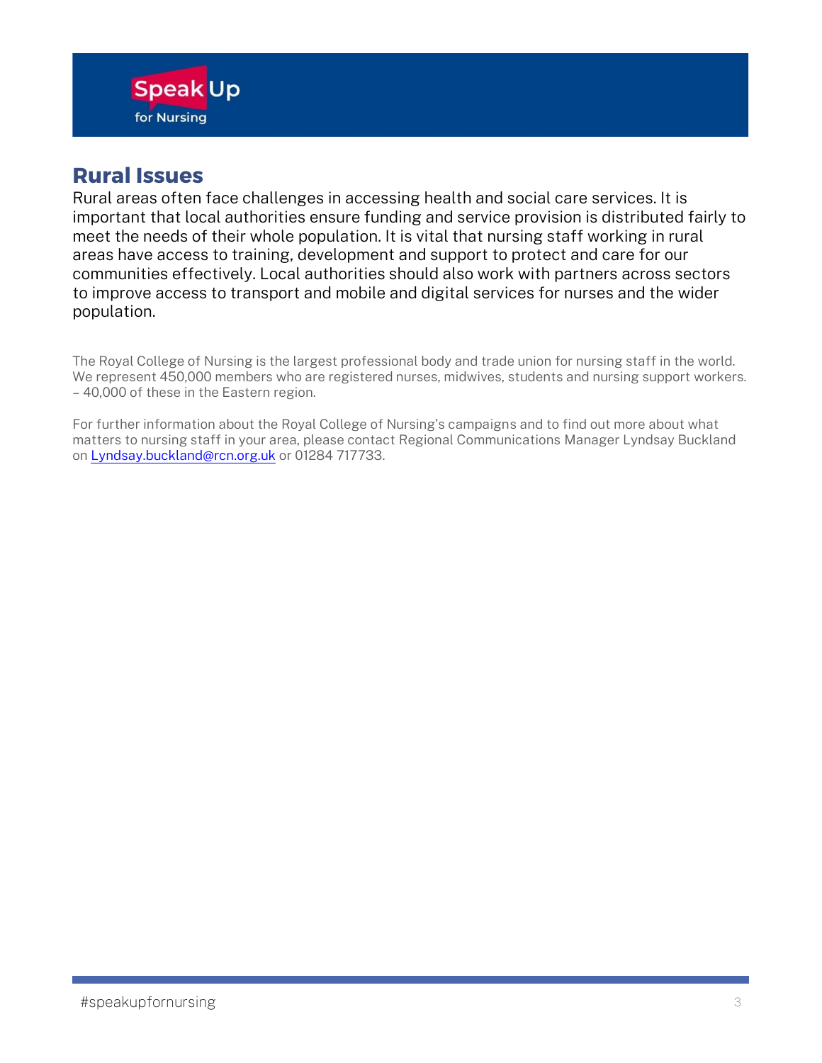## Rural Issues

Rural areas often face challenges in accessing health and social care services. It is important that local authorities ensure funding and service provision is distributed fairly to meet the needs of their whole population. It is vital that nursing staff working in rural areas have access to training, development and support to protect and care for our communities effectively. Local authorities should also work with partners across sectors to improve access to transport and mobile and digital services for nurses and the wider population.

The Royal College of Nursing is the largest professional body and trade union for nursing staff in the world. We represent 450,000 members who are registered nurses, midwives, students and nursing support workers. – 40,000 of these in the Eastern region.

For further information about the Royal College of Nursing's campaigns and to find out more about what matters to nursing staff in your area, please contact Regional Communications Manager Lyndsay Buckland on Lyndsay.buckland@rcn.org.uk or 01284 717733.